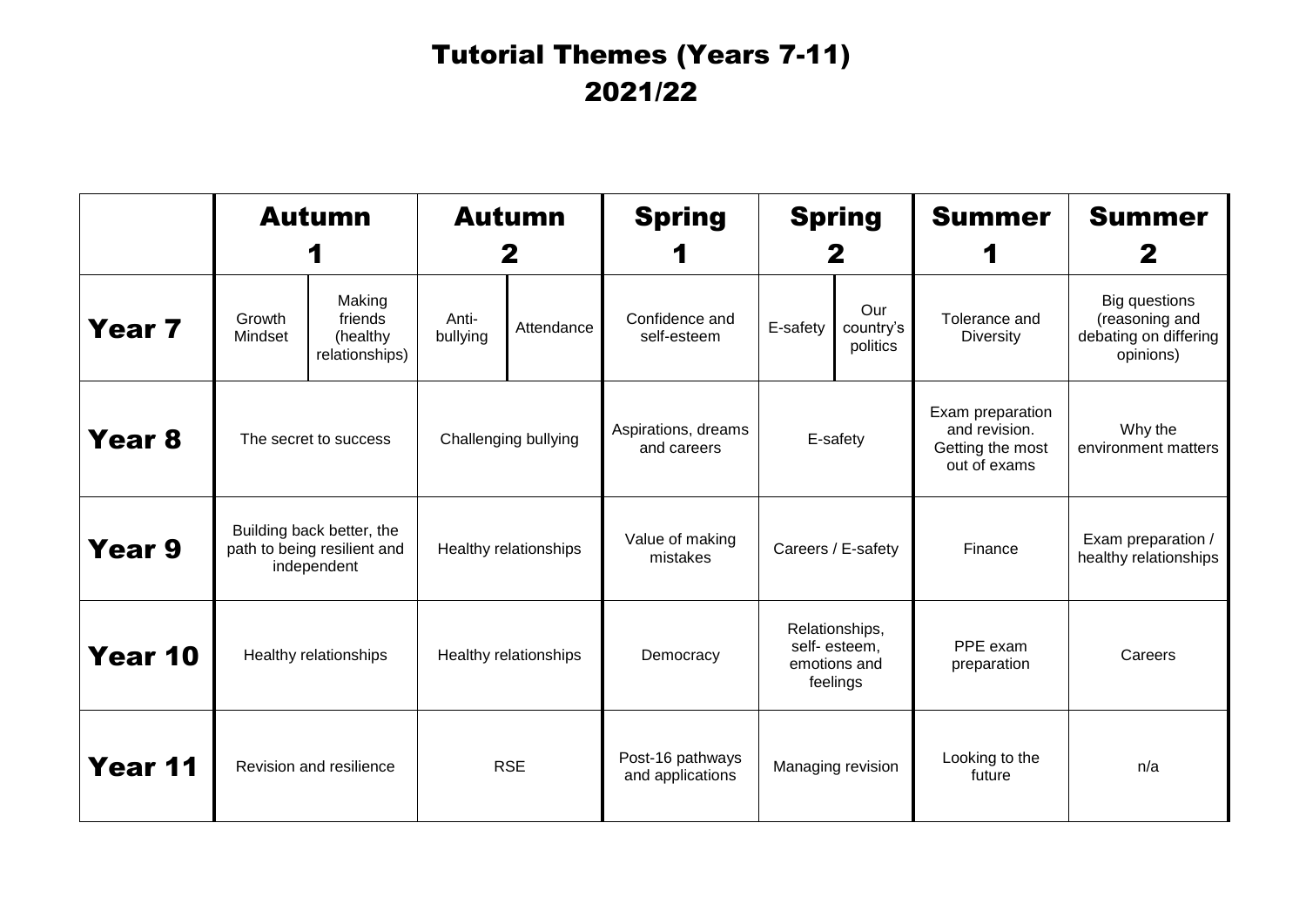# Tutorial Themes (Years 7-11)
# 2021/22

| | Autumn 1 | | Autumn 2 | | Spring 1 | Spring 2 | | Summer 1 | Summer 2 |
|---|---|---|---|---|---|---|---|---|---|
| **Year 7** | Growth Mindset | Making friends (healthy relationships) | Anti-bullying | Attendance | Confidence and self-esteem | E-safety | Our country's politics | Tolerance and Diversity | Big questions (reasoning and debating on differing opinions) |
| **Year 8** | The secret to success | | Challenging bullying | | Aspirations, dreams and careers | E-safety | | Exam preparation and revision. Getting the most out of exams | Why the environment matters |
| **Year 9** | Building back better, the path to being resilient and independent | | Healthy relationships | | Value of making mistakes | Careers / E-safety | | Finance | Exam preparation / healthy relationships |
| **Year 10** | Healthy relationships | | Healthy relationships | | Democracy | Relationships, self- esteem, emotions and feelings | | PPE exam preparation | Careers |
| **Year 11** | Revision and resilience | | RSE | | Post-16 pathways and applications | Managing revision | | Looking to the future | n/a |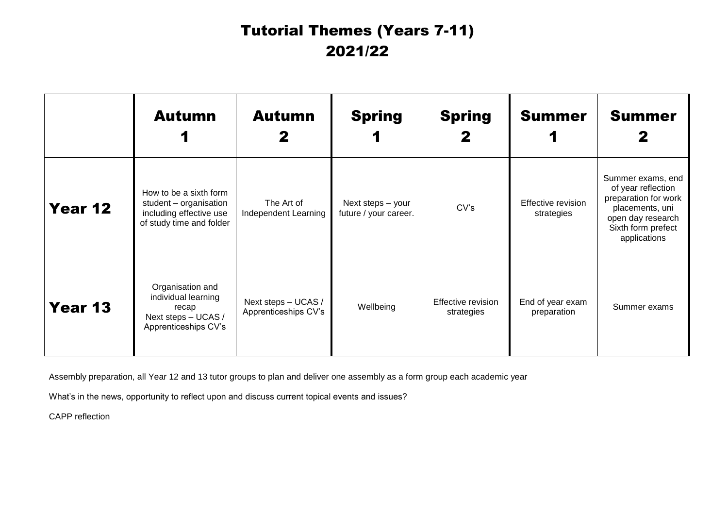# Tutorial Themes (Years 7-11)
# 2021/22

| | Autumn 1 | Autumn 2 | Spring 1 | Spring 2 | Summer 1 | Summer 2 |
|---|---|---|---|---|---|---|
| **Year 12** | How to be a sixth form student – organisation including effective use of study time and folder | The Art of Independent Learning | Next steps – your future / your career. | CV's | Effective revision strategies | Summer exams, end of year reflection preparation for work placements, uni open day research Sixth form prefect applications |
| **Year 13** | Organisation and individual learning recap Next steps – UCAS / Apprenticeships CV's | Next steps – UCAS / Apprenticeships CV's | Wellbeing | Effective revision strategies | End of year exam preparation | Summer exams |

Assembly preparation, all Year 12 and 13 tutor groups to plan and deliver one assembly as a form group each academic year

What's in the news, opportunity to reflect upon and discuss current topical events and issues?

CAPP reflection